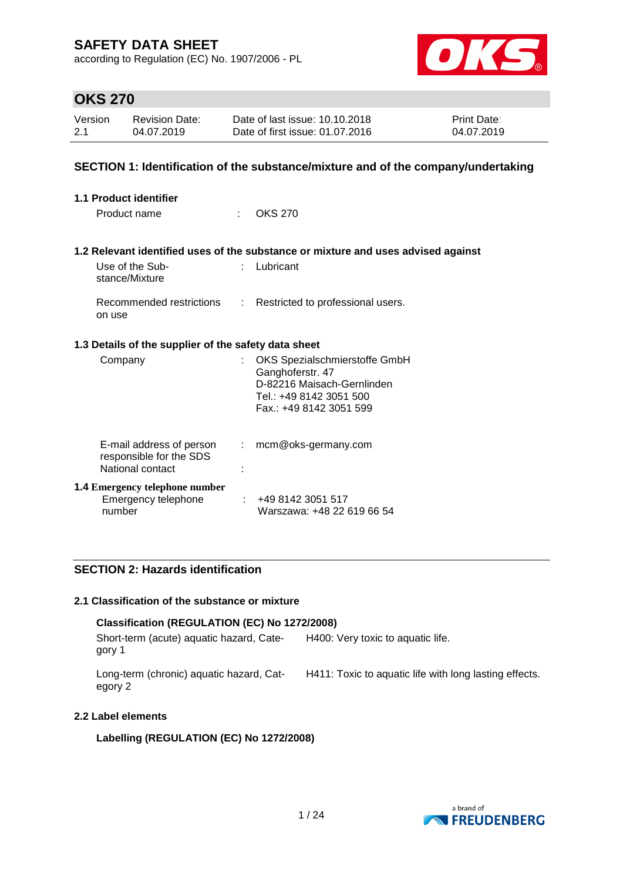# SAFETY DATA SHEET

according to Regulation (EC) No. 1907/2006 - PL

## OKS 270

| Version | Revision Date: | Date of last issue: 10.10.2018 | Print Date: |
|---|---|---|---|
| 2.1 | 04.07.2019 | Date of first issue: 01.07.2016 | 04.07.2019 |

## SECTION 1: Identification of the substance/mixture and of the company/undertaking

### 1.1 Product identifier

Product name : OKS 270

### 1.2 Relevant identified uses of the substance or mixture and uses advised against

Use of the Substance/Mixture : Lubricant

Recommended restrictions on use : Restricted to professional users.

### 1.3 Details of the supplier of the safety data sheet

Company : OKS Spezialschmierstoffe GmbH
Ganghoferstr. 47
D-82216 Maisach-Gernlinden
Tel.: +49 8142 3051 500
Fax.: +49 8142 3051 599

E-mail address of person responsible for the SDS : mcm@oks-germany.com

National contact :

### 1.4 Emergency telephone number

Emergency telephone number : +49 8142 3051 517
Warszawa: +48 22 619 66 54

## SECTION 2: Hazards identification

### 2.1 Classification of the substance or mixture

**Classification (REGULATION (EC) No 1272/2008)**

| | |
|---|---|
| Short-term (acute) aquatic hazard, Category 1 | H400: Very toxic to aquatic life. |
| Long-term (chronic) aquatic hazard, Category 2 | H411: Toxic to aquatic life with long lasting effects. |

### 2.2 Label elements

**Labelling (REGULATION (EC) No 1272/2008)**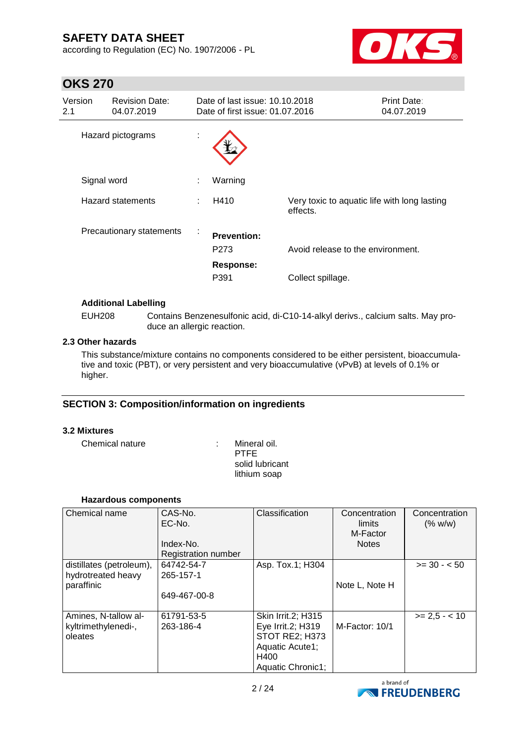| Hazard pictograms | : | |
|---|---|---|
| Signal word | : | Warning |
| Hazard statements | : | H410 Very toxic to aquatic life with long lasting effects. |
| Precautionary statements | : | **Prevention:** P273 Avoid release to the environment. **Response:** P391 Collect spillage. |

**Additional Labelling**

EUH208 Contains Benzenesulfonic acid, di-C10-14-alkyl derivs., calcium salts. May produce an allergic reaction.

### 2.3 Other hazards

This substance/mixture contains no components considered to be either persistent, bioaccumulative and toxic (PBT), or very persistent and very bioaccumulative (vPvB) at levels of 0.1% or higher.

## SECTION 3: Composition/information on ingredients

### 3.2 Mixtures

Chemical nature : Mineral oil.
PTFE
solid lubricant
lithium soap

**Hazardous components**

| Chemical name | CAS-No. EC-No. Index-No. Registration number | Classification | Concentration limits M-Factor Notes | Concentration (% w/w) |
|---|---|---|---|---|
| distillates (petroleum), hydrotreated heavy paraffinic | 64742-54-7 265-157-1 649-467-00-8 | Asp. Tox.1; H304 | Note L, Note H | >= 30 - < 50 |
| Amines, N-tallow alkyltrimethylenedi-, oleates | 61791-53-5 263-186-4 | Skin Irrit.2; H315 Eye Irrit.2; H319 STOT RE2; H373 Aquatic Acute1; H400 Aquatic Chronic1; | M-Factor: 10/1 | >= 2,5 - < 10 |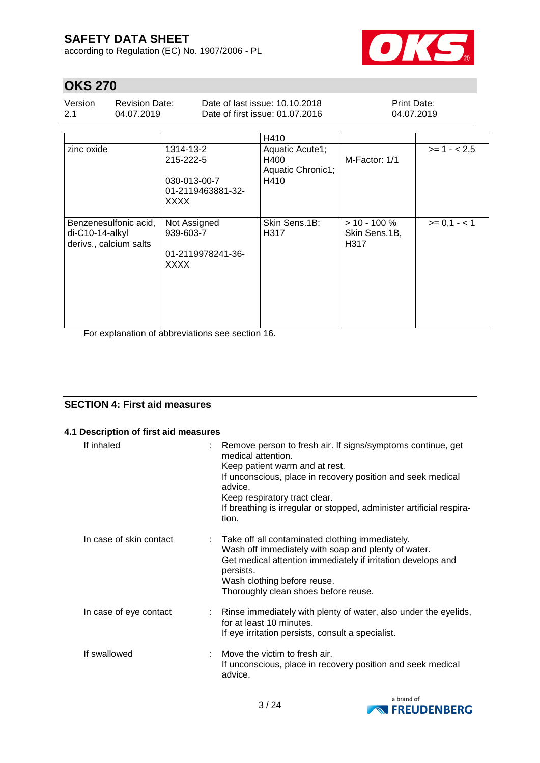| | | | | |
|---|---|---|---|---|
| | | H410 | | |
| zinc oxide | 1314-13-2<br>215-222-5<br><br>030-013-00-7<br>01-2119463881-32-XXXX | Aquatic Acute1; H400<br>Aquatic Chronic1; H410 | M-Factor: 1/1 | >= 1 - < 2,5 |
| Benzenesulfonic acid, di-C10-14-alkyl derivs., calcium salts | Not Assigned<br>939-603-7<br><br>01-2119978241-36-XXXX | Skin Sens.1B; H317 | > 10 - 100 %<br>Skin Sens.1B, H317 | >= 0,1 - < 1 |

For explanation of abbreviations see section 16.

## SECTION 4: First aid measures

### 4.1 Description of first aid measures

**If inhaled** : Remove person to fresh air. If signs/symptoms continue, get medical attention.
Keep patient warm and at rest.
If unconscious, place in recovery position and seek medical advice.
Keep respiratory tract clear.
If breathing is irregular or stopped, administer artificial respiration.

**In case of skin contact** : Take off all contaminated clothing immediately.
Wash off immediately with soap and plenty of water.
Get medical attention immediately if irritation develops and persists.
Wash clothing before reuse.
Thoroughly clean shoes before reuse.

**In case of eye contact** : Rinse immediately with plenty of water, also under the eyelids, for at least 10 minutes.
If eye irritation persists, consult a specialist.

**If swallowed** : Move the victim to fresh air.
If unconscious, place in recovery position and seek medical advice.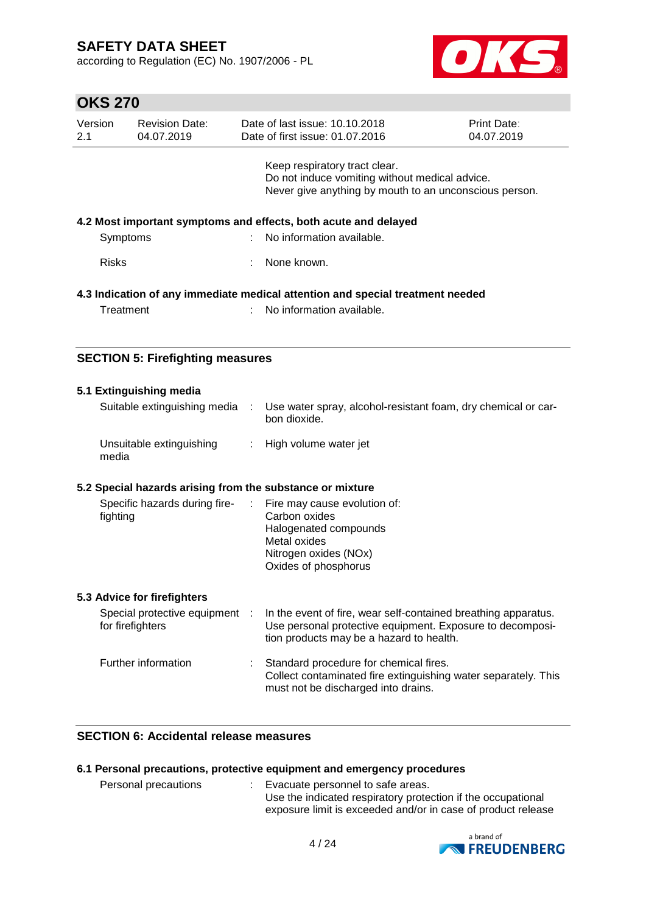Keep respiratory tract clear.
Do not induce vomiting without medical advice.
Never give anything by mouth to an unconscious person.

### 4.2 Most important symptoms and effects, both acute and delayed

| | |
|---|---|
| Symptoms | : No information available. |
| Risks | : None known. |

### 4.3 Indication of any immediate medical attention and special treatment needed

| | |
|---|---|
| Treatment | : No information available. |

## SECTION 5: Firefighting measures

### 5.1 Extinguishing media

| | |
|---|---|
| Suitable extinguishing media | : Use water spray, alcohol-resistant foam, dry chemical or carbon dioxide. |
| Unsuitable extinguishing media | : High volume water jet |

### 5.2 Special hazards arising from the substance or mixture

| | |
|---|---|
| Specific hazards during firefighting | : Fire may cause evolution of:<br>Carbon oxides<br>Halogenated compounds<br>Metal oxides<br>Nitrogen oxides (NOx)<br>Oxides of phosphorus |

### 5.3 Advice for firefighters

| | |
|---|---|
| Special protective equipment for firefighters | : In the event of fire, wear self-contained breathing apparatus.<br>Use personal protective equipment. Exposure to decomposition products may be a hazard to health. |
| Further information | : Standard procedure for chemical fires.<br>Collect contaminated fire extinguishing water separately. This must not be discharged into drains. |

## SECTION 6: Accidental release measures

### 6.1 Personal precautions, protective equipment and emergency procedures

| | |
|---|---|
| Personal precautions | : Evacuate personnel to safe areas.<br>Use the indicated respiratory protection if the occupational exposure limit is exceeded and/or in case of product release |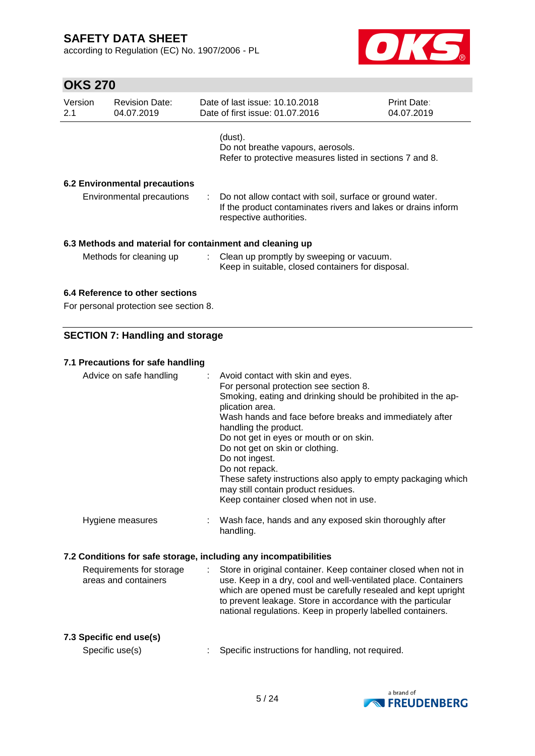(dust).
Do not breathe vapours, aerosols.
Refer to protective measures listed in sections 7 and 8.

### 6.2 Environmental precautions

| | |
|---|---|
| Environmental precautions | : Do not allow contact with soil, surface or ground water. If the product contaminates rivers and lakes or drains inform respective authorities. |

### 6.3 Methods and material for containment and cleaning up

| | |
|---|---|
| Methods for cleaning up | : Clean up promptly by sweeping or vacuum. Keep in suitable, closed containers for disposal. |

### 6.4 Reference to other sections

For personal protection see section 8.

## SECTION 7: Handling and storage

### 7.1 Precautions for safe handling

| | |
|---|---|
| Advice on safe handling | : Avoid contact with skin and eyes. For personal protection see section 8. Smoking, eating and drinking should be prohibited in the application area. Wash hands and face before breaks and immediately after handling the product. Do not get in eyes or mouth or on skin. Do not get on skin or clothing. Do not ingest. Do not repack. These safety instructions also apply to empty packaging which may still contain product residues. Keep container closed when not in use. |
| Hygiene measures | : Wash face, hands and any exposed skin thoroughly after handling. |

### 7.2 Conditions for safe storage, including any incompatibilities

| | |
|---|---|
| Requirements for storage areas and containers | : Store in original container. Keep container closed when not in use. Keep in a dry, cool and well-ventilated place. Containers which are opened must be carefully resealed and kept upright to prevent leakage. Store in accordance with the particular national regulations. Keep in properly labelled containers. |

### 7.3 Specific end use(s)

| | |
|---|---|
| Specific use(s) | : Specific instructions for handling, not required. |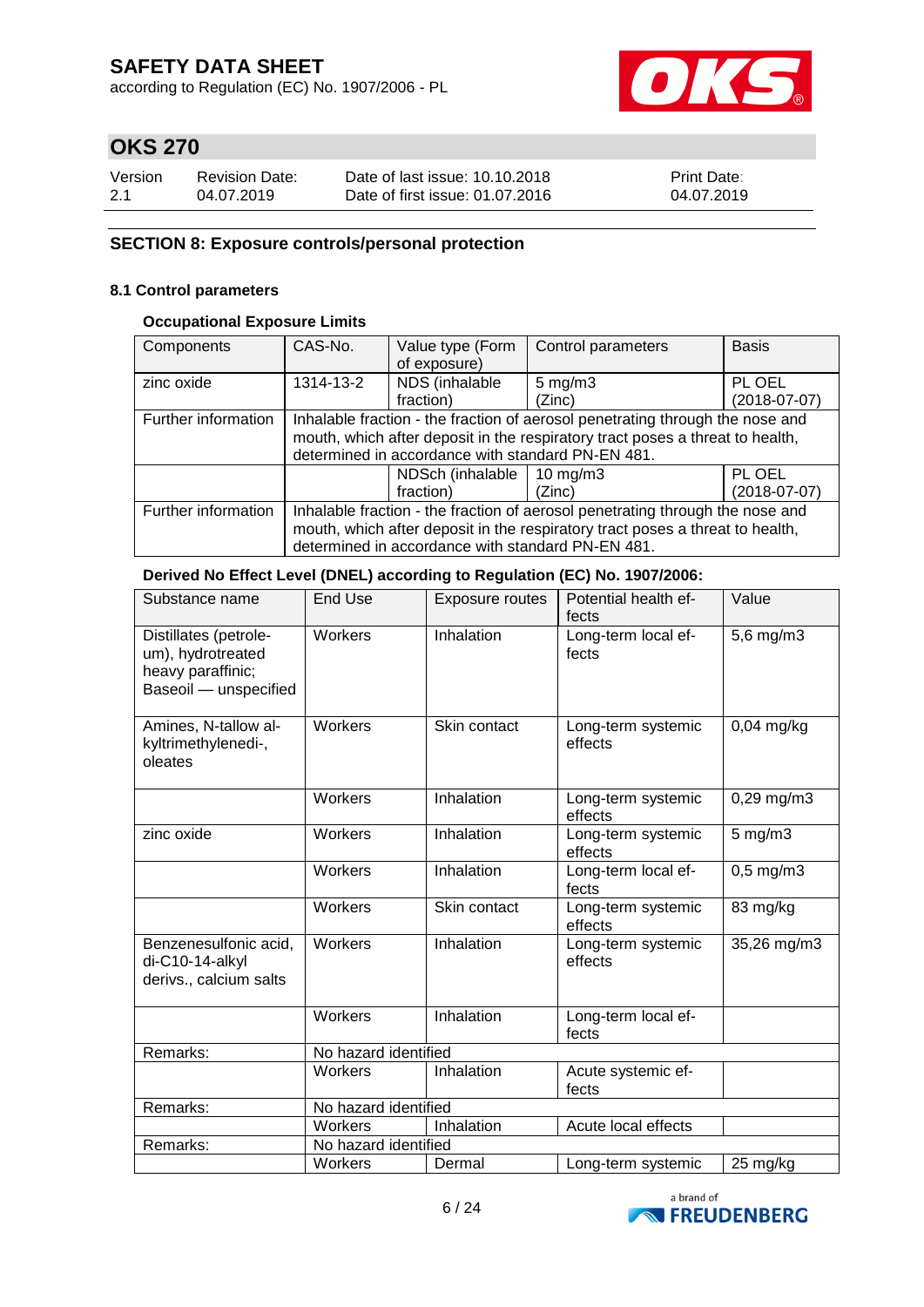# SAFETY DATA SHEET

according to Regulation (EC) No. 1907/2006 - PL

## OKS 270

| Version | Revision Date: | Date of last issue: 10.10.2018 | Print Date: |
|---|---|---|---|
| 2.1 | 04.07.2019 | Date of first issue: 01.07.2016 | 04.07.2019 |

## SECTION 8: Exposure controls/personal protection

### 8.1 Control parameters

#### Occupational Exposure Limits

| Components | CAS-No. | Value type (Form of exposure) | Control parameters | Basis |
|---|---|---|---|---|
| zinc oxide | 1314-13-2 | NDS (inhalable fraction) | 5 mg/m3 (Zinc) | PL OEL (2018-07-07) |
| Further information | Inhalable fraction - the fraction of aerosol penetrating through the nose and mouth, which after deposit in the respiratory tract poses a threat to health, determined in accordance with standard PN-EN 481. | | | |
| | | NDSch (inhalable fraction) | 10 mg/m3 (Zinc) | PL OEL (2018-07-07) |
| Further information | Inhalable fraction - the fraction of aerosol penetrating through the nose and mouth, which after deposit in the respiratory tract poses a threat to health, determined in accordance with standard PN-EN 481. | | | |

#### Derived No Effect Level (DNEL) according to Regulation (EC) No. 1907/2006:

| Substance name | End Use | Exposure routes | Potential health effects | Value |
|---|---|---|---|---|
| Distillates (petroleum), hydrotreated heavy paraffinic; Baseoil — unspecified | Workers | Inhalation | Long-term local effects | 5,6 mg/m3 |
| Amines, N-tallow alkyltrimethylenedi-, oleates | Workers | Skin contact | Long-term systemic effects | 0,04 mg/kg |
| | Workers | Inhalation | Long-term systemic effects | 0,29 mg/m3 |
| zinc oxide | Workers | Inhalation | Long-term systemic effects | 5 mg/m3 |
| | Workers | Inhalation | Long-term local effects | 0,5 mg/m3 |
| | Workers | Skin contact | Long-term systemic effects | 83 mg/kg |
| Benzenesulfonic acid, di-C10-14-alkyl derivs., calcium salts | Workers | Inhalation | Long-term systemic effects | 35,26 mg/m3 |
| | Workers | Inhalation | Long-term local effects | |
| Remarks: | No hazard identified | | | |
| | Workers | Inhalation | Acute systemic effects | |
| Remarks: | No hazard identified | | | |
| | Workers | Inhalation | Acute local effects | |
| Remarks: | No hazard identified | | | |
| | Workers | Dermal | Long-term systemic | 25 mg/kg |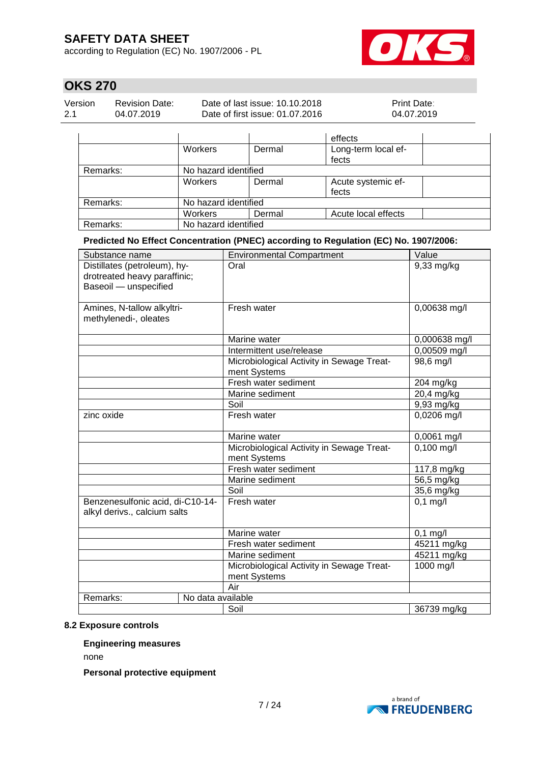| | | | | |
|---|---|---|---|---|
| | | | effects | |
| | Workers | Dermal | Long-term local effects | |
| Remarks: | No hazard identified | | | |
| | Workers | Dermal | Acute systemic effects | |
| Remarks: | No hazard identified | | | |
| | Workers | Dermal | Acute local effects | |
| Remarks: | No hazard identified | | | |

**Predicted No Effect Concentration (PNEC) according to Regulation (EC) No. 1907/2006:**

| Substance name | Environmental Compartment | Value |
|---|---|---|
| Distillates (petroleum), hydrotreated heavy paraffinic; Baseoil — unspecified | Oral | 9,33 mg/kg |
| Amines, N-tallow alkyltrimethylenedi-, oleates | Fresh water | 0,00638 mg/l |
| | Marine water | 0,000638 mg/l |
| | Intermittent use/release | 0,00509 mg/l |
| | Microbiological Activity in Sewage Treatment Systems | 98,6 mg/l |
| | Fresh water sediment | 204 mg/kg |
| | Marine sediment | 20,4 mg/kg |
| | Soil | 9,93 mg/kg |
| zinc oxide | Fresh water | 0,0206 mg/l |
| | Marine water | 0,0061 mg/l |
| | Microbiological Activity in Sewage Treatment Systems | 0,100 mg/l |
| | Fresh water sediment | 117,8 mg/kg |
| | Marine sediment | 56,5 mg/kg |
| | Soil | 35,6 mg/kg |
| Benzenesulfonic acid, di-C10-14-alkyl derivs., calcium salts | Fresh water | 0,1 mg/l |
| | Marine water | 0,1 mg/l |
| | Fresh water sediment | 45211 mg/kg |
| | Marine sediment | 45211 mg/kg |
| | Microbiological Activity in Sewage Treatment Systems | 1000 mg/l |
| | Air | |
| Remarks: No data available | | |
| | Soil | 36739 mg/kg |

### 8.2 Exposure controls

**Engineering measures**

none

**Personal protective equipment**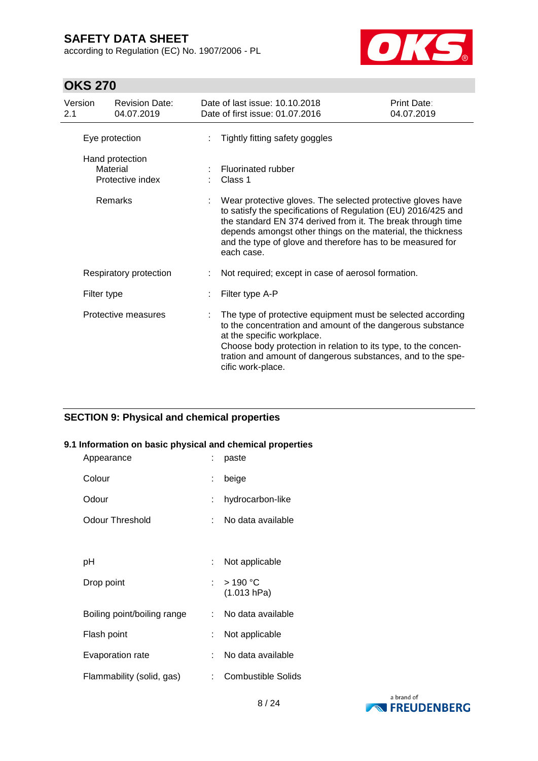| | | |
|---|---|---|
| Eye protection | : | Tightly fitting safety goggles |
| Hand protection | | |
| Material | : | Fluorinated rubber |
| Protective index | : | Class 1 |
| Remarks | : | Wear protective gloves. The selected protective gloves have to satisfy the specifications of Regulation (EU) 2016/425 and the standard EN 374 derived from it. The break through time depends amongst other things on the material, the thickness and the type of glove and therefore has to be measured for each case. |
| Respiratory protection | : | Not required; except in case of aerosol formation. |
| Filter type | : | Filter type A-P |
| Protective measures | : | The type of protective equipment must be selected according to the concentration and amount of the dangerous substance at the specific workplace. Choose body protection in relation to its type, to the concentration and amount of dangerous substances, and to the specific work-place. |

## SECTION 9: Physical and chemical properties

### 9.1 Information on basic physical and chemical properties

| | | |
|---|---|---|
| Appearance | : | paste |
| Colour | : | beige |
| Odour | : | hydrocarbon-like |
| Odour Threshold | : | No data available |
| pH | : | Not applicable |
| Drop point | : | > 190 °C (1.013 hPa) |
| Boiling point/boiling range | : | No data available |
| Flash point | : | Not applicable |
| Evaporation rate | : | No data available |
| Flammability (solid, gas) | : | Combustible Solids |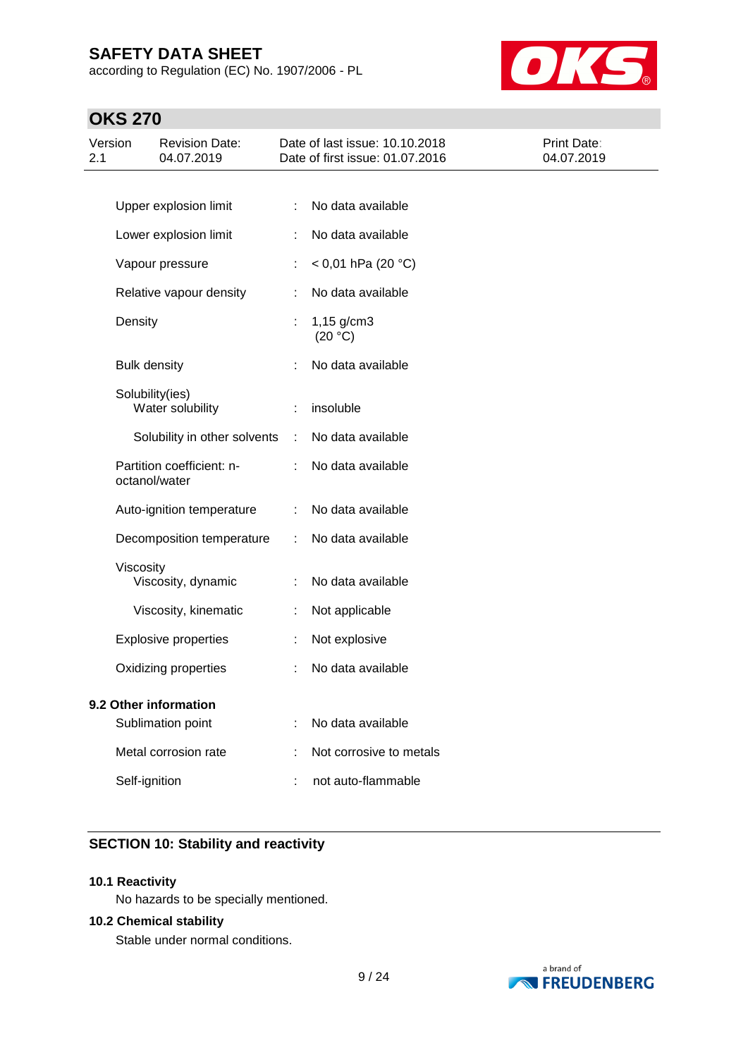| Property | | Value |
|---|---|---|
| Upper explosion limit | : | No data available |
| Lower explosion limit | : | No data available |
| Vapour pressure | : | < 0,01 hPa (20 °C) |
| Relative vapour density | : | No data available |
| Density | : | 1,15 g/cm3 (20 °C) |
| Bulk density | : | No data available |
| Solubility(ies) | | |
| Water solubility | : | insoluble |
| Solubility in other solvents | : | No data available |
| Partition coefficient: n-octanol/water | : | No data available |
| Auto-ignition temperature | : | No data available |
| Decomposition temperature | : | No data available |
| Viscosity | | |
| Viscosity, dynamic | : | No data available |
| Viscosity, kinematic | : | Not applicable |
| Explosive properties | : | Not explosive |
| Oxidizing properties | : | No data available |

**9.2 Other information**

| Property | | Value |
|---|---|---|
| Sublimation point | : | No data available |
| Metal corrosion rate | : | Not corrosive to metals |
| Self-ignition | : | not auto-flammable |

## SECTION 10: Stability and reactivity

**10.1 Reactivity**

No hazards to be specially mentioned.

**10.2 Chemical stability**

Stable under normal conditions.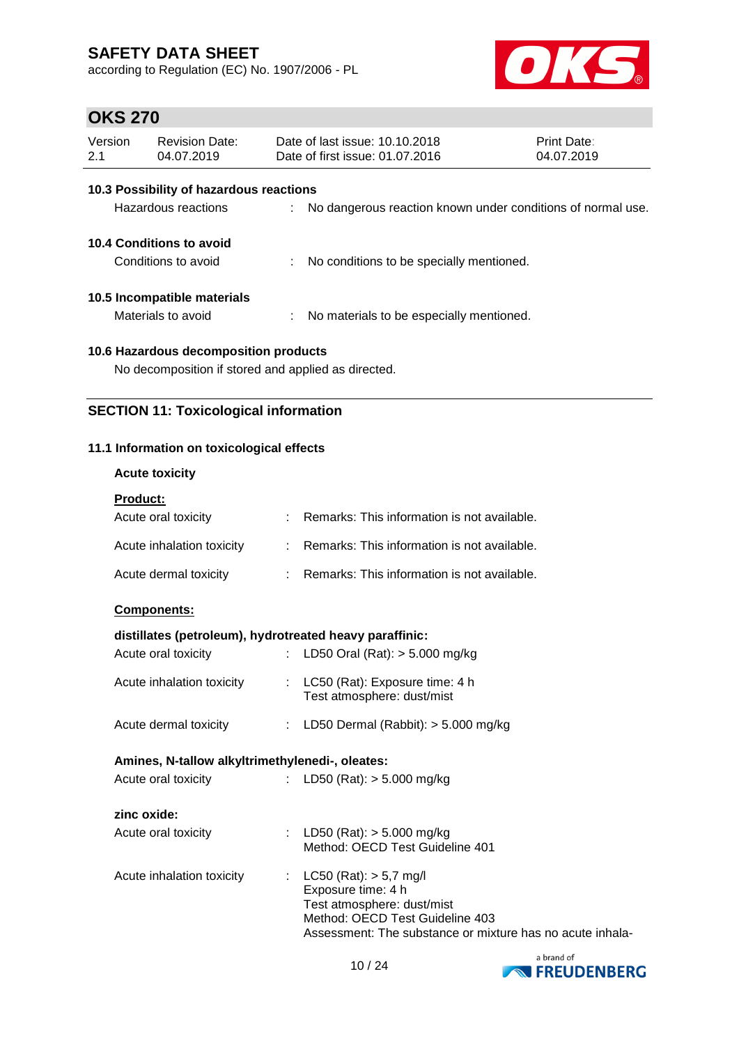### 10.3 Possibility of hazardous reactions

Hazardous reactions : No dangerous reaction known under conditions of normal use.

### 10.4 Conditions to avoid

Conditions to avoid : No conditions to be specially mentioned.

### 10.5 Incompatible materials

Materials to avoid : No materials to be especially mentioned.

### 10.6 Hazardous decomposition products

No decomposition if stored and applied as directed.

## SECTION 11: Toxicological information

### 11.1 Information on toxicological effects

**Acute toxicity**

**Product:**

Acute oral toxicity : Remarks: This information is not available.

Acute inhalation toxicity : Remarks: This information is not available.

Acute dermal toxicity : Remarks: This information is not available.

**Components:**

**distillates (petroleum), hydrotreated heavy paraffinic:**

Acute oral toxicity : LD50 Oral (Rat): > 5.000 mg/kg

Acute inhalation toxicity : LC50 (Rat): Exposure time: 4 h
Test atmosphere: dust/mist

Acute dermal toxicity : LD50 Dermal (Rabbit): > 5.000 mg/kg

**Amines, N-tallow alkyltrimethylenedi-, oleates:**

Acute oral toxicity : LD50 (Rat): > 5.000 mg/kg

**zinc oxide:**

Acute oral toxicity : LD50 (Rat): > 5.000 mg/kg
Method: OECD Test Guideline 401

Acute inhalation toxicity : LC50 (Rat): > 5,7 mg/l
Exposure time: 4 h
Test atmosphere: dust/mist
Method: OECD Test Guideline 403
Assessment: The substance or mixture has no acute inhala-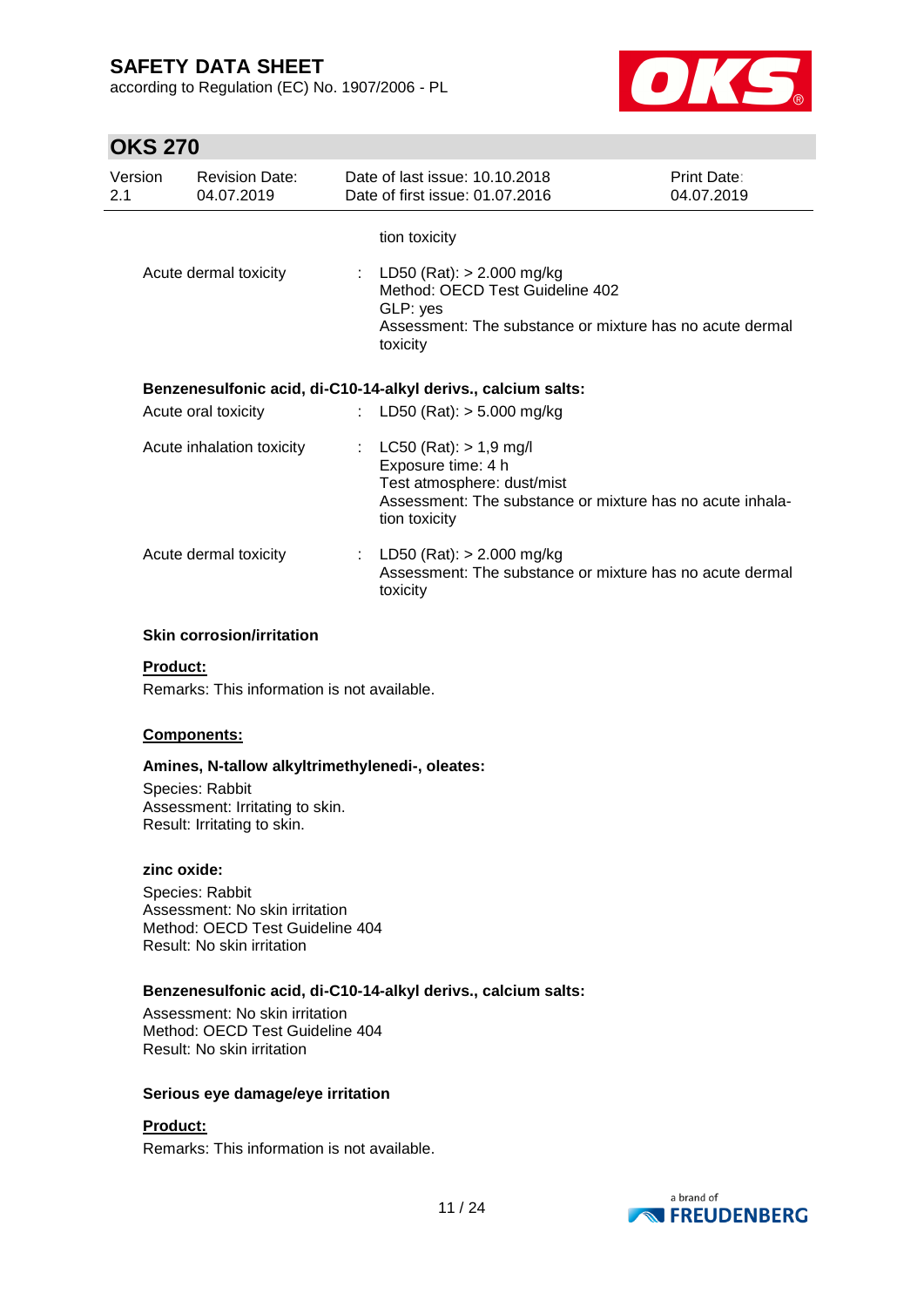tion toxicity

| | | |
|---|---|---|
| Acute dermal toxicity | : | LD50 (Rat): > 2.000 mg/kg<br>Method: OECD Test Guideline 402<br>GLP: yes<br>Assessment: The substance or mixture has no acute dermal toxicity |

**Benzenesulfonic acid, di-C10-14-alkyl derivs., calcium salts:**

| | | |
|---|---|---|
| Acute oral toxicity | : | LD50 (Rat): > 5.000 mg/kg |
| Acute inhalation toxicity | : | LC50 (Rat): > 1,9 mg/l<br>Exposure time: 4 h<br>Test atmosphere: dust/mist<br>Assessment: The substance or mixture has no acute inhalation toxicity |
| Acute dermal toxicity | : | LD50 (Rat): > 2.000 mg/kg<br>Assessment: The substance or mixture has no acute dermal toxicity |

**Skin corrosion/irritation**

**Product:**

Remarks: This information is not available.

**Components:**

**Amines, N-tallow alkyltrimethylenedi-, oleates:**

Species: Rabbit
Assessment: Irritating to skin.
Result: Irritating to skin.

**zinc oxide:**

Species: Rabbit
Assessment: No skin irritation
Method: OECD Test Guideline 404
Result: No skin irritation

**Benzenesulfonic acid, di-C10-14-alkyl derivs., calcium salts:**

Assessment: No skin irritation
Method: OECD Test Guideline 404
Result: No skin irritation

**Serious eye damage/eye irritation**

**Product:**

Remarks: This information is not available.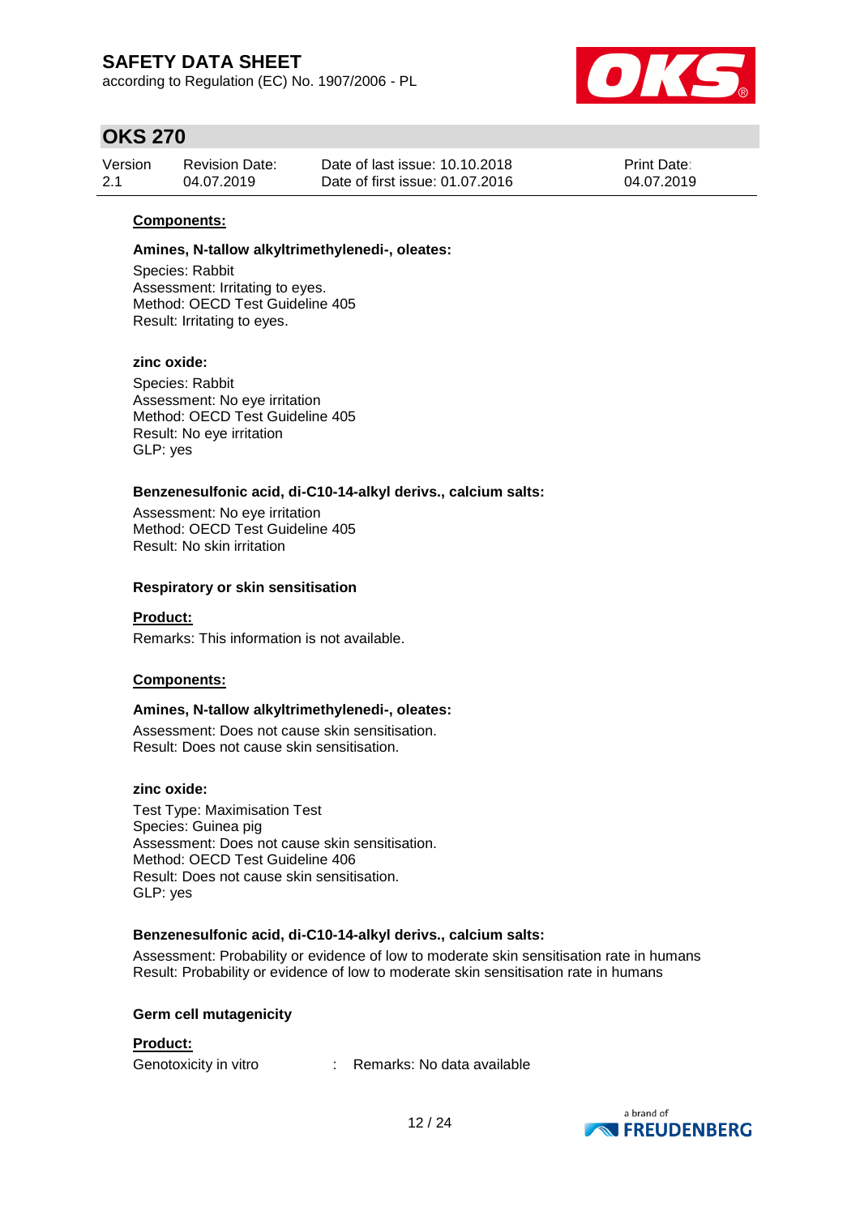**Components:**

**Amines, N-tallow alkyltrimethylenedi-, oleates:**

Species: Rabbit
Assessment: Irritating to eyes.
Method: OECD Test Guideline 405
Result: Irritating to eyes.

**zinc oxide:**

Species: Rabbit
Assessment: No eye irritation
Method: OECD Test Guideline 405
Result: No eye irritation
GLP: yes

**Benzenesulfonic acid, di-C10-14-alkyl derivs., calcium salts:**

Assessment: No eye irritation
Method: OECD Test Guideline 405
Result: No skin irritation

**Respiratory or skin sensitisation**

**Product:**

Remarks: This information is not available.

**Components:**

**Amines, N-tallow alkyltrimethylenedi-, oleates:**

Assessment: Does not cause skin sensitisation.
Result: Does not cause skin sensitisation.

**zinc oxide:**

Test Type: Maximisation Test
Species: Guinea pig
Assessment: Does not cause skin sensitisation.
Method: OECD Test Guideline 406
Result: Does not cause skin sensitisation.
GLP: yes

**Benzenesulfonic acid, di-C10-14-alkyl derivs., calcium salts:**

Assessment: Probability or evidence of low to moderate skin sensitisation rate in humans
Result: Probability or evidence of low to moderate skin sensitisation rate in humans

**Germ cell mutagenicity**

**Product:**

Genotoxicity in vitro : Remarks: No data available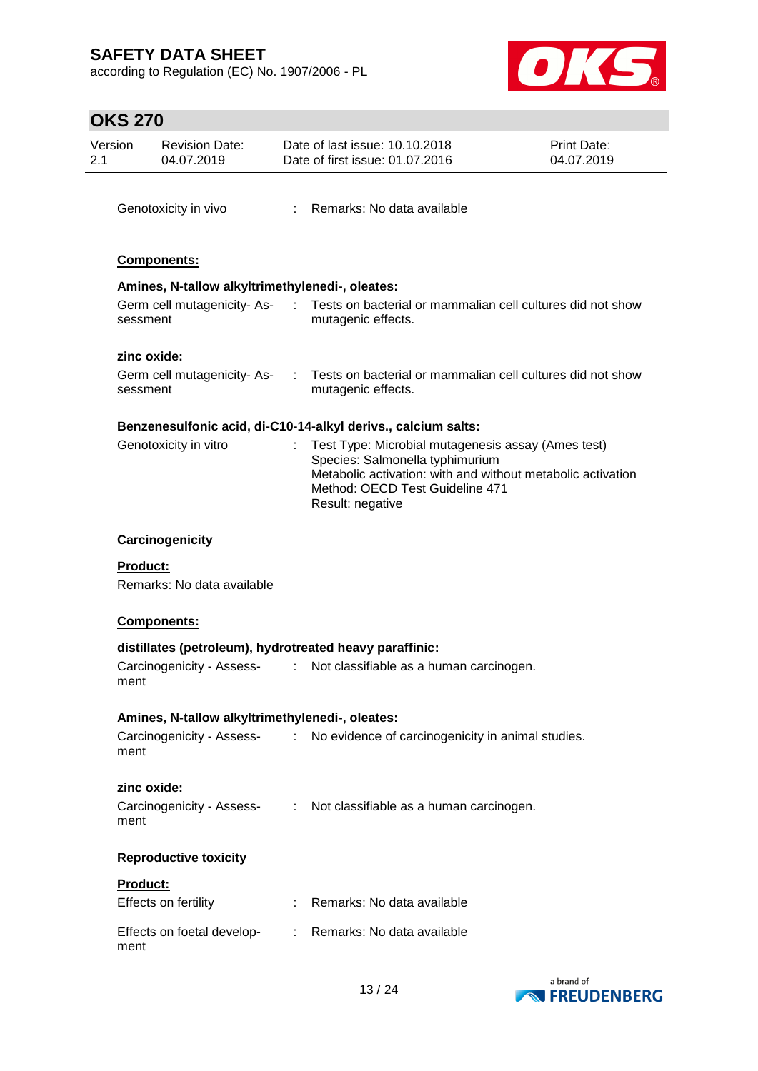Genotoxicity in vivo : Remarks: No data available

**Components:**

**Amines, N-tallow alkyltrimethylenedi-, oleates:**

Germ cell mutagenicity- Assessment : Tests on bacterial or mammalian cell cultures did not show mutagenic effects.

**zinc oxide:**

Germ cell mutagenicity- Assessment : Tests on bacterial or mammalian cell cultures did not show mutagenic effects.

**Benzenesulfonic acid, di-C10-14-alkyl derivs., calcium salts:**

Genotoxicity in vitro : Test Type: Microbial mutagenesis assay (Ames test)
Species: Salmonella typhimurium
Metabolic activation: with and without metabolic activation
Method: OECD Test Guideline 471
Result: negative

**Carcinogenicity**

**Product:**

Remarks: No data available

**Components:**

**distillates (petroleum), hydrotreated heavy paraffinic:**

Carcinogenicity - Assessment : Not classifiable as a human carcinogen.

**Amines, N-tallow alkyltrimethylenedi-, oleates:**

Carcinogenicity - Assessment : No evidence of carcinogenicity in animal studies.

**zinc oxide:**

Carcinogenicity - Assessment : Not classifiable as a human carcinogen.

**Reproductive toxicity**

**Product:**

Effects on fertility : Remarks: No data available

Effects on foetal development : Remarks: No data available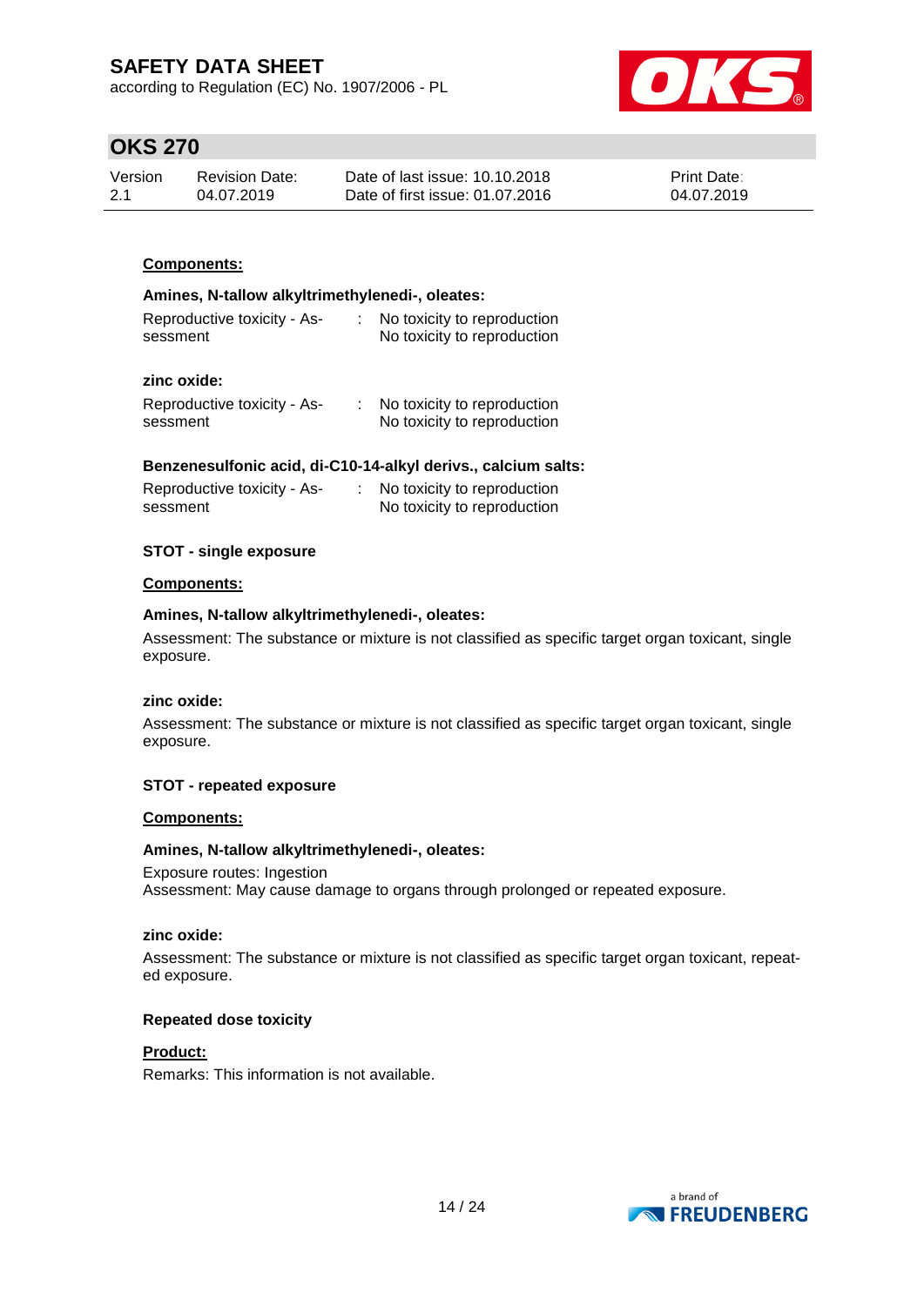**Components:**

**Amines, N-tallow alkyltrimethylenedi-, oleates:**

| | | |
|---|---|---|
| Reproductive toxicity - Assessment | : | No toxicity to reproduction<br>No toxicity to reproduction |

**zinc oxide:**

| | | |
|---|---|---|
| Reproductive toxicity - Assessment | : | No toxicity to reproduction<br>No toxicity to reproduction |

**Benzenesulfonic acid, di-C10-14-alkyl derivs., calcium salts:**

| | | |
|---|---|---|
| Reproductive toxicity - Assessment | : | No toxicity to reproduction<br>No toxicity to reproduction |

**STOT - single exposure**

**Components:**

**Amines, N-tallow alkyltrimethylenedi-, oleates:**

Assessment: The substance or mixture is not classified as specific target organ toxicant, single exposure.

**zinc oxide:**

Assessment: The substance or mixture is not classified as specific target organ toxicant, single exposure.

**STOT - repeated exposure**

**Components:**

**Amines, N-tallow alkyltrimethylenedi-, oleates:**

Exposure routes: Ingestion
Assessment: May cause damage to organs through prolonged or repeated exposure.

**zinc oxide:**

Assessment: The substance or mixture is not classified as specific target organ toxicant, repeated exposure.

**Repeated dose toxicity**

**Product:**

Remarks: This information is not available.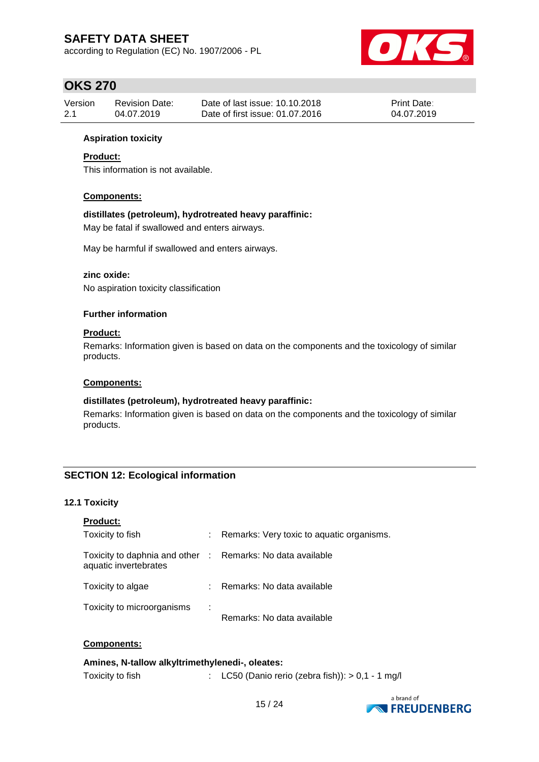**Aspiration toxicity**

**Product:**

This information is not available.

**Components:**

**distillates (petroleum), hydrotreated heavy paraffinic:**

May be fatal if swallowed and enters airways.

May be harmful if swallowed and enters airways.

**zinc oxide:**

No aspiration toxicity classification

**Further information**

**Product:**

Remarks: Information given is based on data on the components and the toxicology of similar products.

**Components:**

**distillates (petroleum), hydrotreated heavy paraffinic:**

Remarks: Information given is based on data on the components and the toxicology of similar products.

## SECTION 12: Ecological information

### 12.1 Toxicity

**Product:**

| | | |
|---|---|---|
| Toxicity to fish | : | Remarks: Very toxic to aquatic organisms. |
| Toxicity to daphnia and other aquatic invertebrates | : | Remarks: No data available |
| Toxicity to algae | : | Remarks: No data available |
| Toxicity to microorganisms | : | Remarks: No data available |

**Components:**

**Amines, N-tallow alkyltrimethylenedi-, oleates:**

| | | |
|---|---|---|
| Toxicity to fish | : | LC50 (Danio rerio (zebra fish)): > 0,1 - 1 mg/l |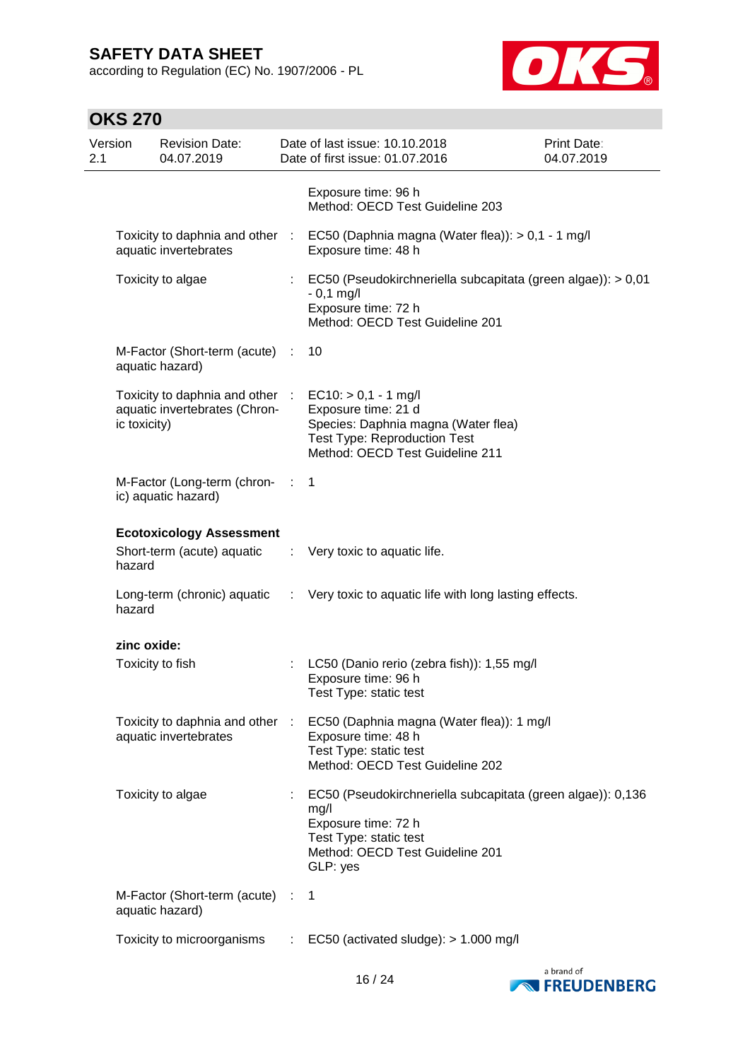| | | |
|---|---|---|
| | | Exposure time: 96 h<br>Method: OECD Test Guideline 203 |
| Toxicity to daphnia and other aquatic invertebrates | : | EC50 (Daphnia magna (Water flea)): > 0,1 - 1 mg/l<br>Exposure time: 48 h |
| Toxicity to algae | : | EC50 (Pseudokirchneriella subcapitata (green algae)): > 0,01 - 0,1 mg/l<br>Exposure time: 72 h<br>Method: OECD Test Guideline 201 |
| M-Factor (Short-term (acute) aquatic hazard) | : | 10 |
| Toxicity to daphnia and other aquatic invertebrates (Chronic toxicity) | : | EC10: > 0,1 - 1 mg/l<br>Exposure time: 21 d<br>Species: Daphnia magna (Water flea)<br>Test Type: Reproduction Test<br>Method: OECD Test Guideline 211 |
| M-Factor (Long-term (chronic) aquatic hazard) | : | 1 |

**Ecotoxicology Assessment**

| | | |
|---|---|---|
| Short-term (acute) aquatic hazard | : | Very toxic to aquatic life. |
| Long-term (chronic) aquatic hazard | : | Very toxic to aquatic life with long lasting effects. |

**zinc oxide:**

| | | |
|---|---|---|
| Toxicity to fish | : | LC50 (Danio rerio (zebra fish)): 1,55 mg/l<br>Exposure time: 96 h<br>Test Type: static test |
| Toxicity to daphnia and other aquatic invertebrates | : | EC50 (Daphnia magna (Water flea)): 1 mg/l<br>Exposure time: 48 h<br>Test Type: static test<br>Method: OECD Test Guideline 202 |
| Toxicity to algae | : | EC50 (Pseudokirchneriella subcapitata (green algae)): 0,136 mg/l<br>Exposure time: 72 h<br>Test Type: static test<br>Method: OECD Test Guideline 201<br>GLP: yes |
| M-Factor (Short-term (acute) aquatic hazard) | : | 1 |
| Toxicity to microorganisms | : | EC50 (activated sludge): > 1.000 mg/l |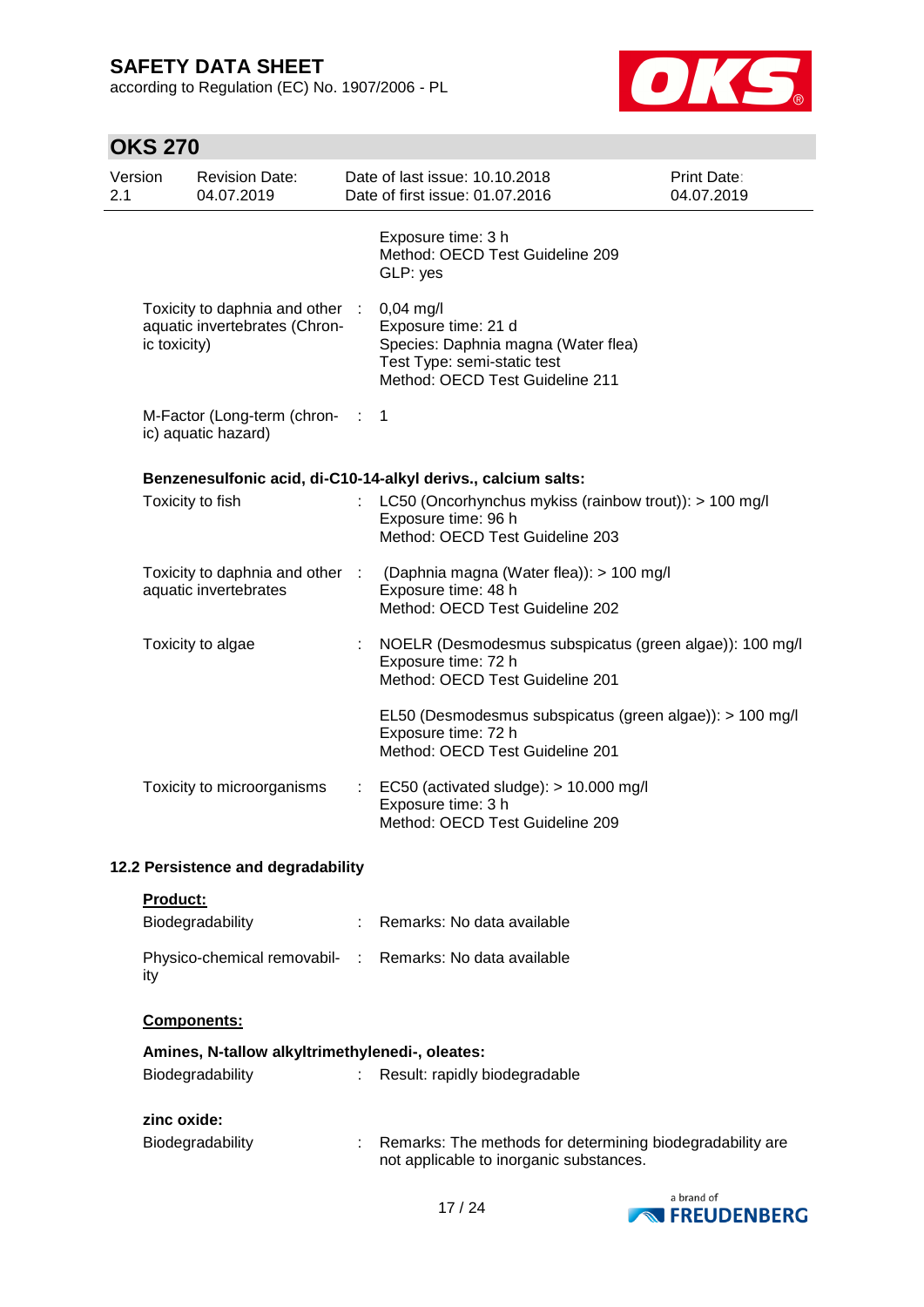| | | |
|---|---|---|
| | | Exposure time: 3 h<br>Method: OECD Test Guideline 209<br>GLP: yes |
| Toxicity to daphnia and other aquatic invertebrates (Chronic toxicity) | : | 0,04 mg/l<br>Exposure time: 21 d<br>Species: Daphnia magna (Water flea)<br>Test Type: semi-static test<br>Method: OECD Test Guideline 211 |
| M-Factor (Long-term (chronic) aquatic hazard) | : | 1 |

**Benzenesulfonic acid, di-C10-14-alkyl derivs., calcium salts:**

| | | |
|---|---|---|
| Toxicity to fish | : | LC50 (Oncorhynchus mykiss (rainbow trout)): > 100 mg/l<br>Exposure time: 96 h<br>Method: OECD Test Guideline 203 |
| Toxicity to daphnia and other aquatic invertebrates | : | (Daphnia magna (Water flea)): > 100 mg/l<br>Exposure time: 48 h<br>Method: OECD Test Guideline 202 |
| Toxicity to algae | : | NOELR (Desmodesmus subspicatus (green algae)): 100 mg/l<br>Exposure time: 72 h<br>Method: OECD Test Guideline 201 |
| | | EL50 (Desmodesmus subspicatus (green algae)): > 100 mg/l<br>Exposure time: 72 h<br>Method: OECD Test Guideline 201 |
| Toxicity to microorganisms | : | EC50 (activated sludge): > 10.000 mg/l<br>Exposure time: 3 h<br>Method: OECD Test Guideline 209 |

### 12.2 Persistence and degradability

**Product:**

| | | |
|---|---|---|
| Biodegradability | : | Remarks: No data available |
| Physico-chemical removability | : | Remarks: No data available |

**Components:**

**Amines, N-tallow alkyltrimethylenedi-, oleates:**

| | | |
|---|---|---|
| Biodegradability | : | Result: rapidly biodegradable |

**zinc oxide:**

| | | |
|---|---|---|
| Biodegradability | : | Remarks: The methods for determining biodegradability are not applicable to inorganic substances. |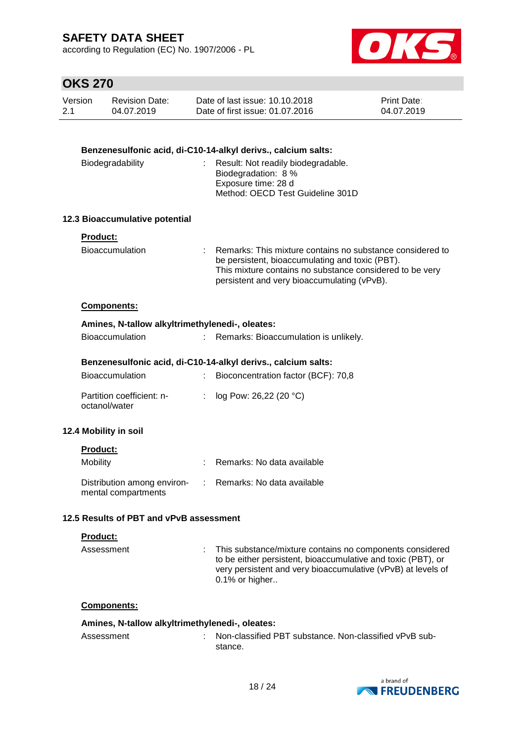**Benzenesulfonic acid, di-C10-14-alkyl derivs., calcium salts:**

Biodegradability : Result: Not readily biodegradable.
Biodegradation: 8 %
Exposure time: 28 d
Method: OECD Test Guideline 301D

### 12.3 Bioaccumulative potential

**Product:**

Bioaccumulation : Remarks: This mixture contains no substance considered to be persistent, bioaccumulating and toxic (PBT).
This mixture contains no substance considered to be very persistent and very bioaccumulating (vPvB).

**Components:**

**Amines, N-tallow alkyltrimethylenedi-, oleates:**

Bioaccumulation : Remarks: Bioaccumulation is unlikely.

**Benzenesulfonic acid, di-C10-14-alkyl derivs., calcium salts:**

Bioaccumulation : Bioconcentration factor (BCF): 70,8

Partition coefficient: n-octanol/water : log Pow: 26,22 (20 °C)

### 12.4 Mobility in soil

**Product:**

Mobility : Remarks: No data available

Distribution among environmental compartments : Remarks: No data available

### 12.5 Results of PBT and vPvB assessment

**Product:**

Assessment : This substance/mixture contains no components considered to be either persistent, bioaccumulative and toxic (PBT), or very persistent and very bioaccumulative (vPvB) at levels of 0.1% or higher..

**Components:**

**Amines, N-tallow alkyltrimethylenedi-, oleates:**

Assessment : Non-classified PBT substance. Non-classified vPvB substance.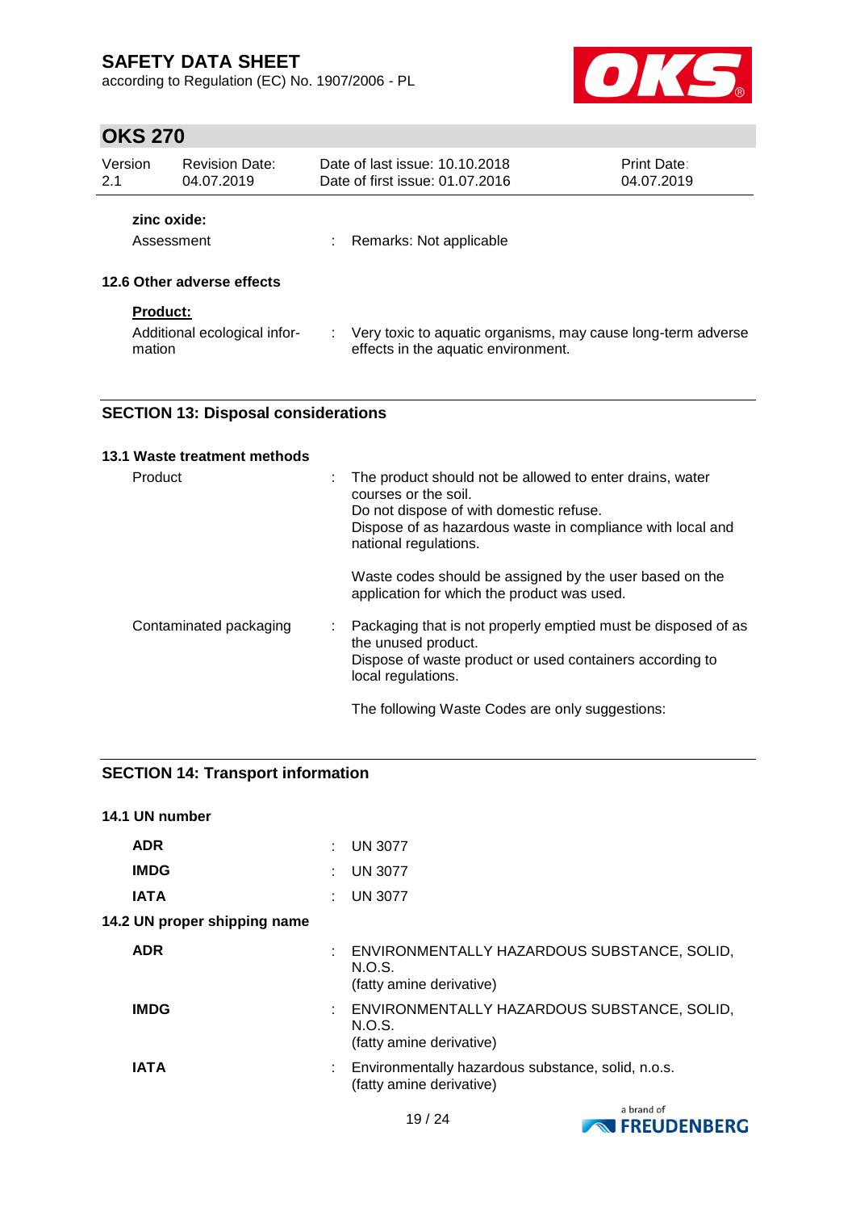**zinc oxide:**

| | | |
|---|---|---|
| Assessment | : | Remarks: Not applicable |

### 12.6 Other adverse effects

**Product:**

| | | |
|---|---|---|
| Additional ecological information | : | Very toxic to aquatic organisms, may cause long-term adverse effects in the aquatic environment. |

## SECTION 13: Disposal considerations

### 13.1 Waste treatment methods

| | | |
|---|---|---|
| Product | : | The product should not be allowed to enter drains, water courses or the soil.<br>Do not dispose of with domestic refuse.<br>Dispose of as hazardous waste in compliance with local and national regulations.<br><br>Waste codes should be assigned by the user based on the application for which the product was used. |
| Contaminated packaging | : | Packaging that is not properly emptied must be disposed of as the unused product.<br>Dispose of waste product or used containers according to local regulations.<br><br>The following Waste Codes are only suggestions: |

## SECTION 14: Transport information

### 14.1 UN number

| | | |
|---|---|---|
| **ADR** | : | UN 3077 |
| **IMDG** | : | UN 3077 |
| **IATA** | : | UN 3077 |

### 14.2 UN proper shipping name

| | | |
|---|---|---|
| **ADR** | : | ENVIRONMENTALLY HAZARDOUS SUBSTANCE, SOLID, N.O.S.<br>(fatty amine derivative) |
| **IMDG** | : | ENVIRONMENTALLY HAZARDOUS SUBSTANCE, SOLID, N.O.S.<br>(fatty amine derivative) |
| **IATA** | : | Environmentally hazardous substance, solid, n.o.s.<br>(fatty amine derivative) |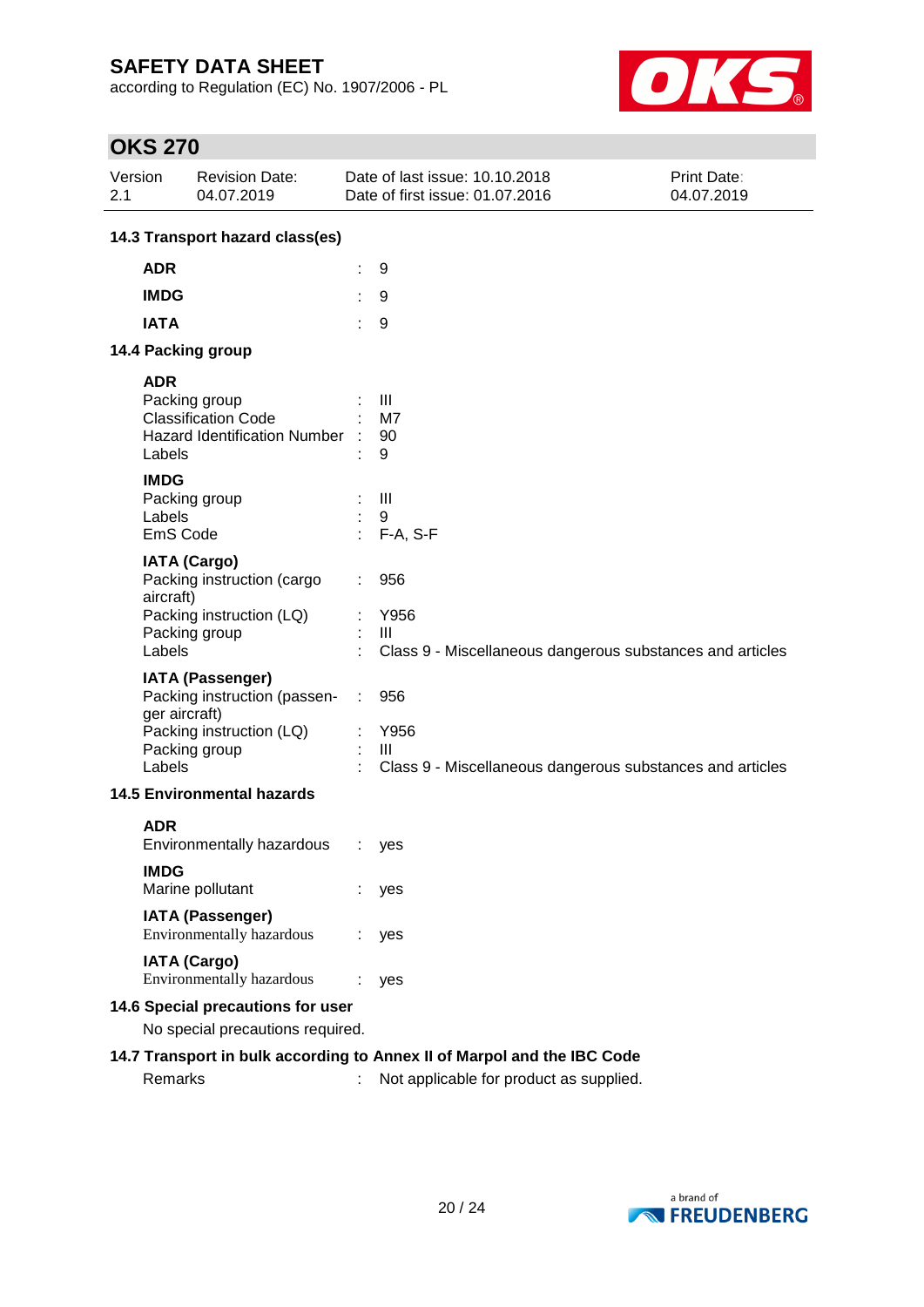### 14.3 Transport hazard class(es)

| | | |
|---|---|---|
| **ADR** | : | 9 |
| **IMDG** | : | 9 |
| **IATA** | : | 9 |

### 14.4 Packing group

**ADR**

| | | |
|---|---|---|
| Packing group | : | III |
| Classification Code | : | M7 |
| Hazard Identification Number | : | 90 |
| Labels | : | 9 |

**IMDG**

| | | |
|---|---|---|
| Packing group | : | III |
| Labels | : | 9 |
| EmS Code | : | F-A, S-F |

**IATA (Cargo)**

| | | |
|---|---|---|
| Packing instruction (cargo aircraft) | : | 956 |
| Packing instruction (LQ) | : | Y956 |
| Packing group | : | III |
| Labels | : | Class 9 - Miscellaneous dangerous substances and articles |

**IATA (Passenger)**

| | | |
|---|---|---|
| Packing instruction (passenger aircraft) | : | 956 |
| Packing instruction (LQ) | : | Y956 |
| Packing group | : | III |
| Labels | : | Class 9 - Miscellaneous dangerous substances and articles |

### 14.5 Environmental hazards

**ADR**

| | | |
|---|---|---|
| Environmentally hazardous | : | yes |

**IMDG**

| | | |
|---|---|---|
| Marine pollutant | : | yes |

**IATA (Passenger)**

| | | |
|---|---|---|
| Environmentally hazardous | : | yes |

**IATA (Cargo)**

| | | |
|---|---|---|
| Environmentally hazardous | : | yes |

### 14.6 Special precautions for user

No special precautions required.

### 14.7 Transport in bulk according to Annex II of Marpol and the IBC Code

| | | |
|---|---|---|
| Remarks | : | Not applicable for product as supplied. |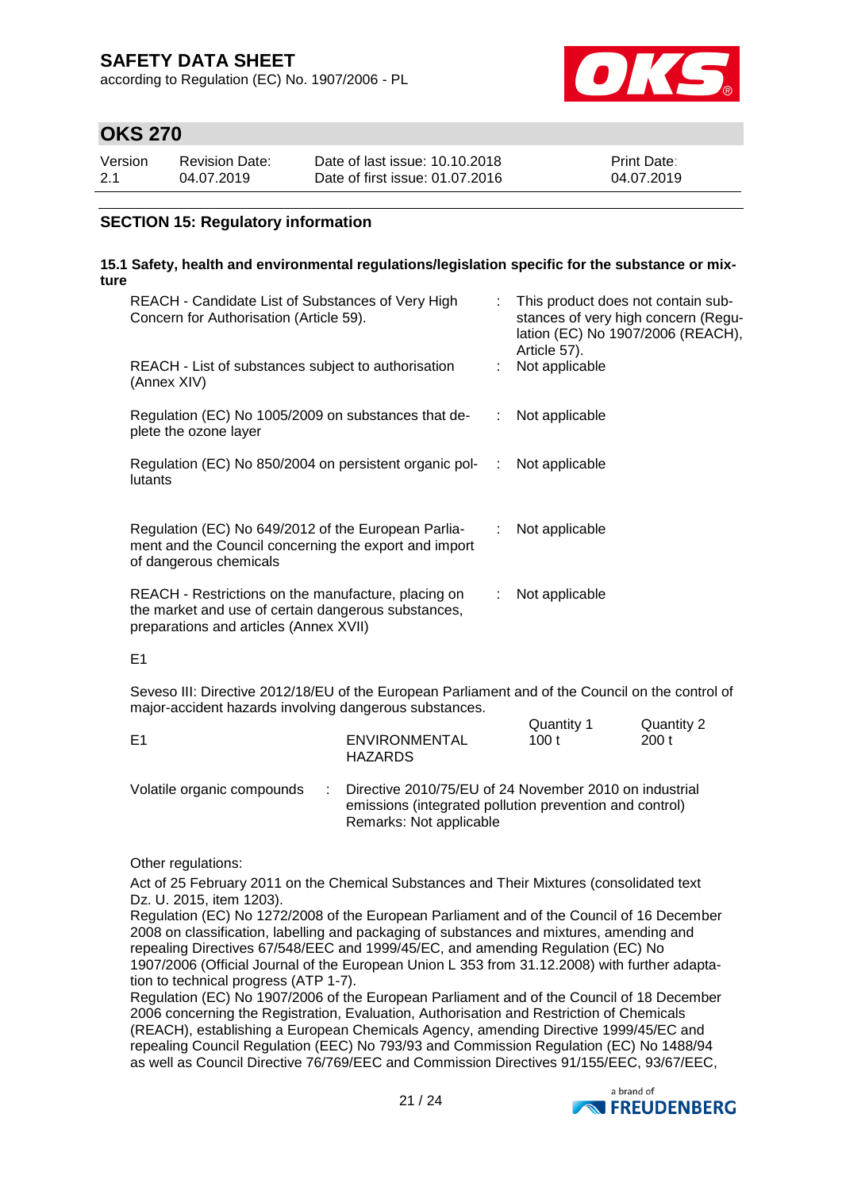## SECTION 15: Regulatory information

### 15.1 Safety, health and environmental regulations/legislation specific for the substance or mixture

| | | |
|---|---|---|
| REACH - Candidate List of Substances of Very High Concern for Authorisation (Article 59). | : | This product does not contain substances of very high concern (Regulation (EC) No 1907/2006 (REACH), Article 57). |
| REACH - List of substances subject to authorisation (Annex XIV) | : | Not applicable |
| Regulation (EC) No 1005/2009 on substances that deplete the ozone layer | : | Not applicable |
| Regulation (EC) No 850/2004 on persistent organic pollutants | : | Not applicable |
| Regulation (EC) No 649/2012 of the European Parliament and the Council concerning the export and import of dangerous chemicals | : | Not applicable |
| REACH - Restrictions on the manufacture, placing on the market and use of certain dangerous substances, preparations and articles (Annex XVII) | : | Not applicable |

E1

Seveso III: Directive 2012/18/EU of the European Parliament and of the Council on the control of major-accident hazards involving dangerous substances.

| | | Quantity 1 | Quantity 2 |
|---|---|---|---|
| E1 | ENVIRONMENTAL HAZARDS | 100 t | 200 t |

Volatile organic compounds : Directive 2010/75/EU of 24 November 2010 on industrial emissions (integrated pollution prevention and control)
Remarks: Not applicable

Other regulations:

Act of 25 February 2011 on the Chemical Substances and Their Mixtures (consolidated text Dz. U. 2015, item 1203).
Regulation (EC) No 1272/2008 of the European Parliament and of the Council of 16 December 2008 on classification, labelling and packaging of substances and mixtures, amending and repealing Directives 67/548/EEC and 1999/45/EC, and amending Regulation (EC) No 1907/2006 (Official Journal of the European Union L 353 from 31.12.2008) with further adaptation to technical progress (ATP 1-7).
Regulation (EC) No 1907/2006 of the European Parliament and of the Council of 18 December 2006 concerning the Registration, Evaluation, Authorisation and Restriction of Chemicals (REACH), establishing a European Chemicals Agency, amending Directive 1999/45/EC and repealing Council Regulation (EEC) No 793/93 and Commission Regulation (EC) No 1488/94 as well as Council Directive 76/769/EEC and Commission Directives 91/155/EEC, 93/67/EEC,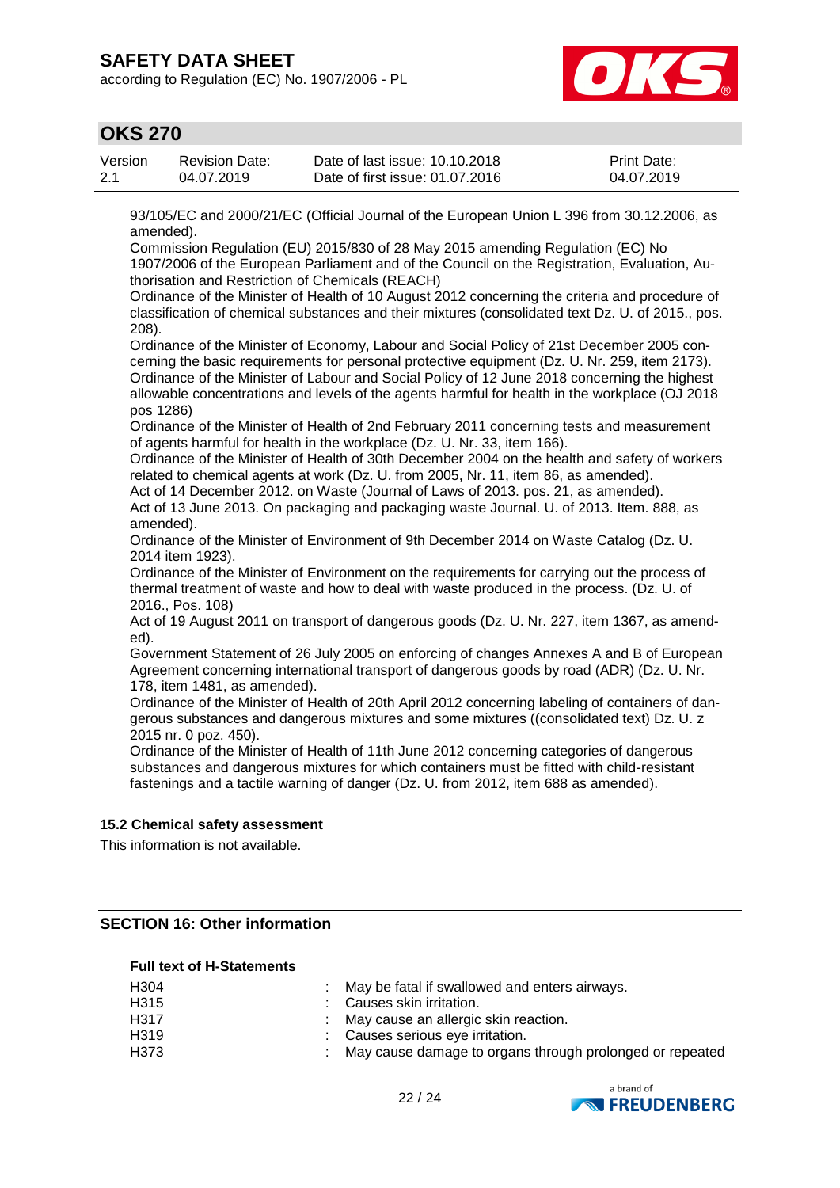93/105/EC and 2000/21/EC (Official Journal of the European Union L 396 from 30.12.2006, as amended).
Commission Regulation (EU) 2015/830 of 28 May 2015 amending Regulation (EC) No 1907/2006 of the European Parliament and of the Council on the Registration, Evaluation, Authorisation and Restriction of Chemicals (REACH)
Ordinance of the Minister of Health of 10 August 2012 concerning the criteria and procedure of classification of chemical substances and their mixtures (consolidated text Dz. U. of 2015., pos. 208).
Ordinance of the Minister of Economy, Labour and Social Policy of 21st December 2005 concerning the basic requirements for personal protective equipment (Dz. U. Nr. 259, item 2173).
Ordinance of the Minister of Labour and Social Policy of 12 June 2018 concerning the highest allowable concentrations and levels of the agents harmful for health in the workplace (OJ 2018 pos 1286)
Ordinance of the Minister of Health of 2nd February 2011 concerning tests and measurement of agents harmful for health in the workplace (Dz. U. Nr. 33, item 166).
Ordinance of the Minister of Health of 30th December 2004 on the health and safety of workers related to chemical agents at work (Dz. U. from 2005, Nr. 11, item 86, as amended).
Act of 14 December 2012. on Waste (Journal of Laws of 2013. pos. 21, as amended).
Act of 13 June 2013. On packaging and packaging waste Journal. U. of 2013. Item. 888, as amended).
Ordinance of the Minister of Environment of 9th December 2014 on Waste Catalog (Dz. U. 2014 item 1923).
Ordinance of the Minister of Environment on the requirements for carrying out the process of thermal treatment of waste and how to deal with waste produced in the process. (Dz. U. of 2016., Pos. 108)
Act of 19 August 2011 on transport of dangerous goods (Dz. U. Nr. 227, item 1367, as amended).
Government Statement of 26 July 2005 on enforcing of changes Annexes A and B of European Agreement concerning international transport of dangerous goods by road (ADR) (Dz. U. Nr. 178, item 1481, as amended).
Ordinance of the Minister of Health of 20th April 2012 concerning labeling of containers of dangerous substances and dangerous mixtures and some mixtures ((consolidated text) Dz. U. z 2015 nr. 0 poz. 450).
Ordinance of the Minister of Health of 11th June 2012 concerning categories of dangerous substances and dangerous mixtures for which containers must be fitted with child-resistant fastenings and a tactile warning of danger (Dz. U. from 2012, item 688 as amended).

### 15.2 Chemical safety assessment

This information is not available.

## SECTION 16: Other information

**Full text of H-Statements**

| | | |
|---|---|---|
| H304 | : | May be fatal if swallowed and enters airways. |
| H315 | : | Causes skin irritation. |
| H317 | : | May cause an allergic skin reaction. |
| H319 | : | Causes serious eye irritation. |
| H373 | : | May cause damage to organs through prolonged or repeated |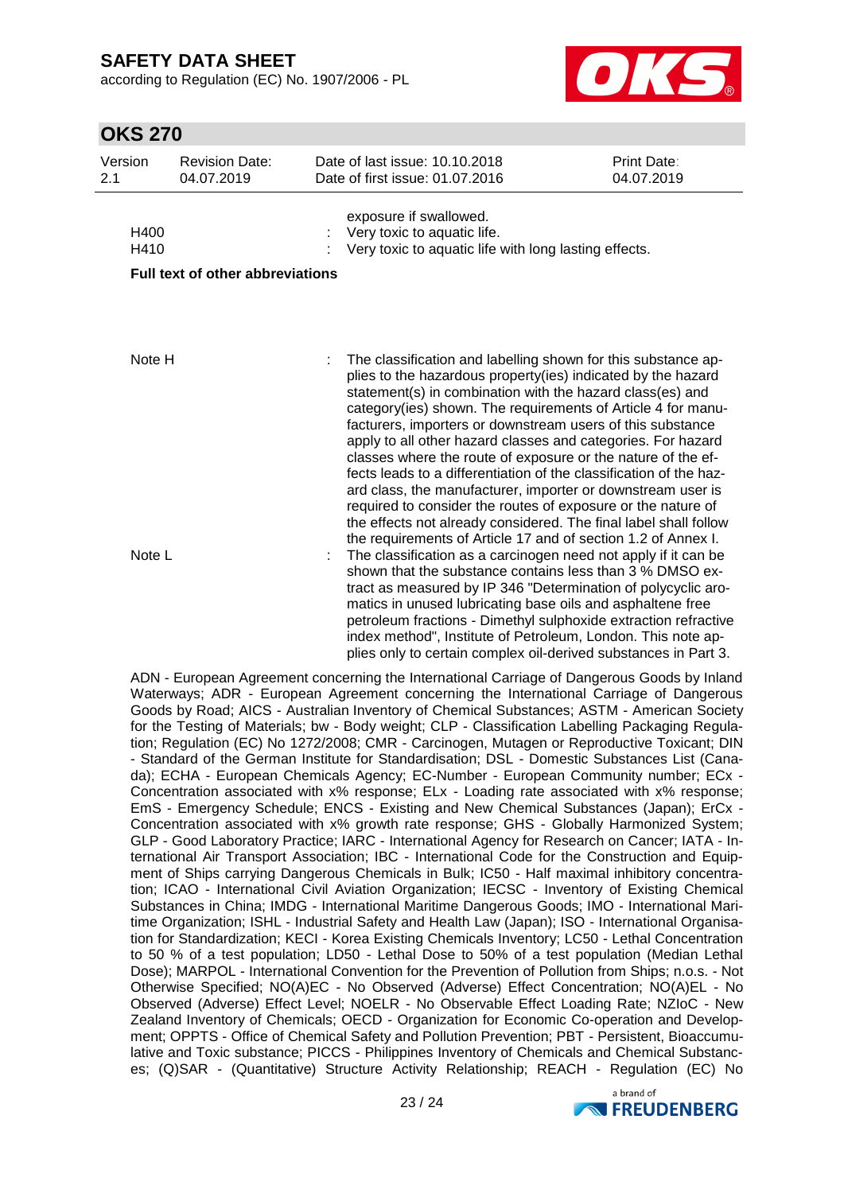| | | |
|---|---|---|
| | | exposure if swallowed. |
| H400 | : | Very toxic to aquatic life. |
| H410 | : | Very toxic to aquatic life with long lasting effects. |

**Full text of other abbreviations**

| | | |
|---|---|---|
| Note H | : | The classification and labelling shown for this substance applies to the hazardous property(ies) indicated by the hazard statement(s) in combination with the hazard class(es) and category(ies) shown. The requirements of Article 4 for manufacturers, importers or downstream users of this substance apply to all other hazard classes and categories. For hazard classes where the route of exposure or the nature of the effects leads to a differentiation of the classification of the hazard class, the manufacturer, importer or downstream user is required to consider the routes of exposure or the nature of the effects not already considered. The final label shall follow the requirements of Article 17 and of section 1.2 of Annex I. |
| Note L | : | The classification as a carcinogen need not apply if it can be shown that the substance contains less than 3 % DMSO extract as measured by IP 346 "Determination of polycyclic aromatics in unused lubricating base oils and asphaltene free petroleum fractions - Dimethyl sulphoxide extraction refractive index method", Institute of Petroleum, London. This note applies only to certain complex oil-derived substances in Part 3. |

ADN - European Agreement concerning the International Carriage of Dangerous Goods by Inland Waterways; ADR - European Agreement concerning the International Carriage of Dangerous Goods by Road; AICS - Australian Inventory of Chemical Substances; ASTM - American Society for the Testing of Materials; bw - Body weight; CLP - Classification Labelling Packaging Regulation; Regulation (EC) No 1272/2008; CMR - Carcinogen, Mutagen or Reproductive Toxicant; DIN - Standard of the German Institute for Standardisation; DSL - Domestic Substances List (Canada); ECHA - European Chemicals Agency; EC-Number - European Community number; ECx - Concentration associated with x% response; ELx - Loading rate associated with x% response; EmS - Emergency Schedule; ENCS - Existing and New Chemical Substances (Japan); ErCx - Concentration associated with x% growth rate response; GHS - Globally Harmonized System; GLP - Good Laboratory Practice; IARC - International Agency for Research on Cancer; IATA - International Air Transport Association; IBC - International Code for the Construction and Equipment of Ships carrying Dangerous Chemicals in Bulk; IC50 - Half maximal inhibitory concentration; ICAO - International Civil Aviation Organization; IECSC - Inventory of Existing Chemical Substances in China; IMDG - International Maritime Dangerous Goods; IMO - International Maritime Organization; ISHL - Industrial Safety and Health Law (Japan); ISO - International Organisation for Standardization; KECI - Korea Existing Chemicals Inventory; LC50 - Lethal Concentration to 50 % of a test population; LD50 - Lethal Dose to 50% of a test population (Median Lethal Dose); MARPOL - International Convention for the Prevention of Pollution from Ships; n.o.s. - Not Otherwise Specified; NO(A)EC - No Observed (Adverse) Effect Concentration; NO(A)EL - No Observed (Adverse) Effect Level; NOELR - No Observable Effect Loading Rate; NZIoC - New Zealand Inventory of Chemicals; OECD - Organization for Economic Co-operation and Development; OPPTS - Office of Chemical Safety and Pollution Prevention; PBT - Persistent, Bioaccumulative and Toxic substance; PICCS - Philippines Inventory of Chemicals and Chemical Substances; (Q)SAR - (Quantitative) Structure Activity Relationship; REACH - Regulation (EC) No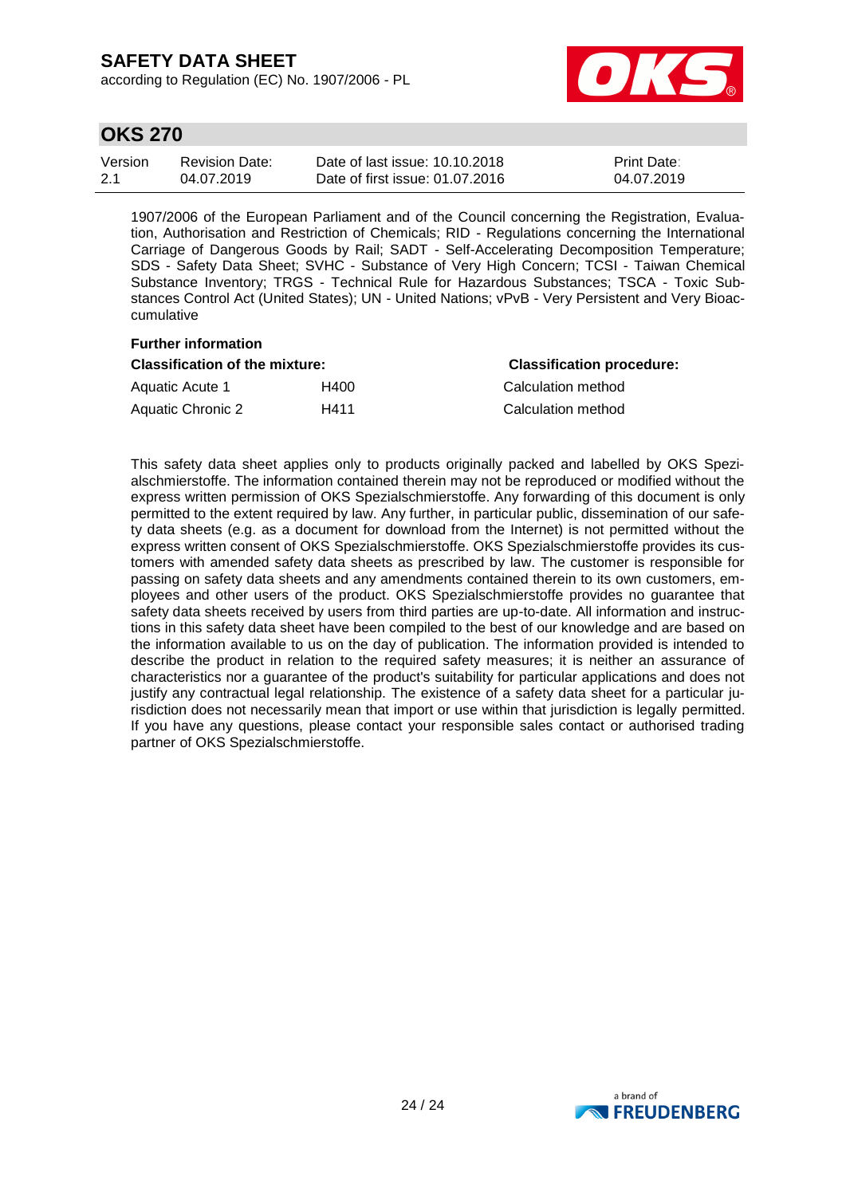1907/2006 of the European Parliament and of the Council concerning the Registration, Evaluation, Authorisation and Restriction of Chemicals; RID - Regulations concerning the International Carriage of Dangerous Goods by Rail; SADT - Self-Accelerating Decomposition Temperature; SDS - Safety Data Sheet; SVHC - Substance of Very High Concern; TCSI - Taiwan Chemical Substance Inventory; TRGS - Technical Rule for Hazardous Substances; TSCA - Toxic Substances Control Act (United States); UN - United Nations; vPvB - Very Persistent and Very Bioaccumulative

**Further information**

| **Classification of the mixture:** | | **Classification procedure:** |
|---|---|---|
| Aquatic Acute 1 | H400 | Calculation method |
| Aquatic Chronic 2 | H411 | Calculation method |

This safety data sheet applies only to products originally packed and labelled by OKS Spezialschmierstoffe. The information contained therein may not be reproduced or modified without the express written permission of OKS Spezialschmierstoffe. Any forwarding of this document is only permitted to the extent required by law. Any further, in particular public, dissemination of our safety data sheets (e.g. as a document for download from the Internet) is not permitted without the express written consent of OKS Spezialschmierstoffe. OKS Spezialschmierstoffe provides its customers with amended safety data sheets as prescribed by law. The customer is responsible for passing on safety data sheets and any amendments contained therein to its own customers, employees and other users of the product. OKS Spezialschmierstoffe provides no guarantee that safety data sheets received by users from third parties are up-to-date. All information and instructions in this safety data sheet have been compiled to the best of our knowledge and are based on the information available to us on the day of publication. The information provided is intended to describe the product in relation to the required safety measures; it is neither an assurance of characteristics nor a guarantee of the product's suitability for particular applications and does not justify any contractual legal relationship. The existence of a safety data sheet for a particular jurisdiction does not necessarily mean that import or use within that jurisdiction is legally permitted. If you have any questions, please contact your responsible sales contact or authorised trading partner of OKS Spezialschmierstoffe.